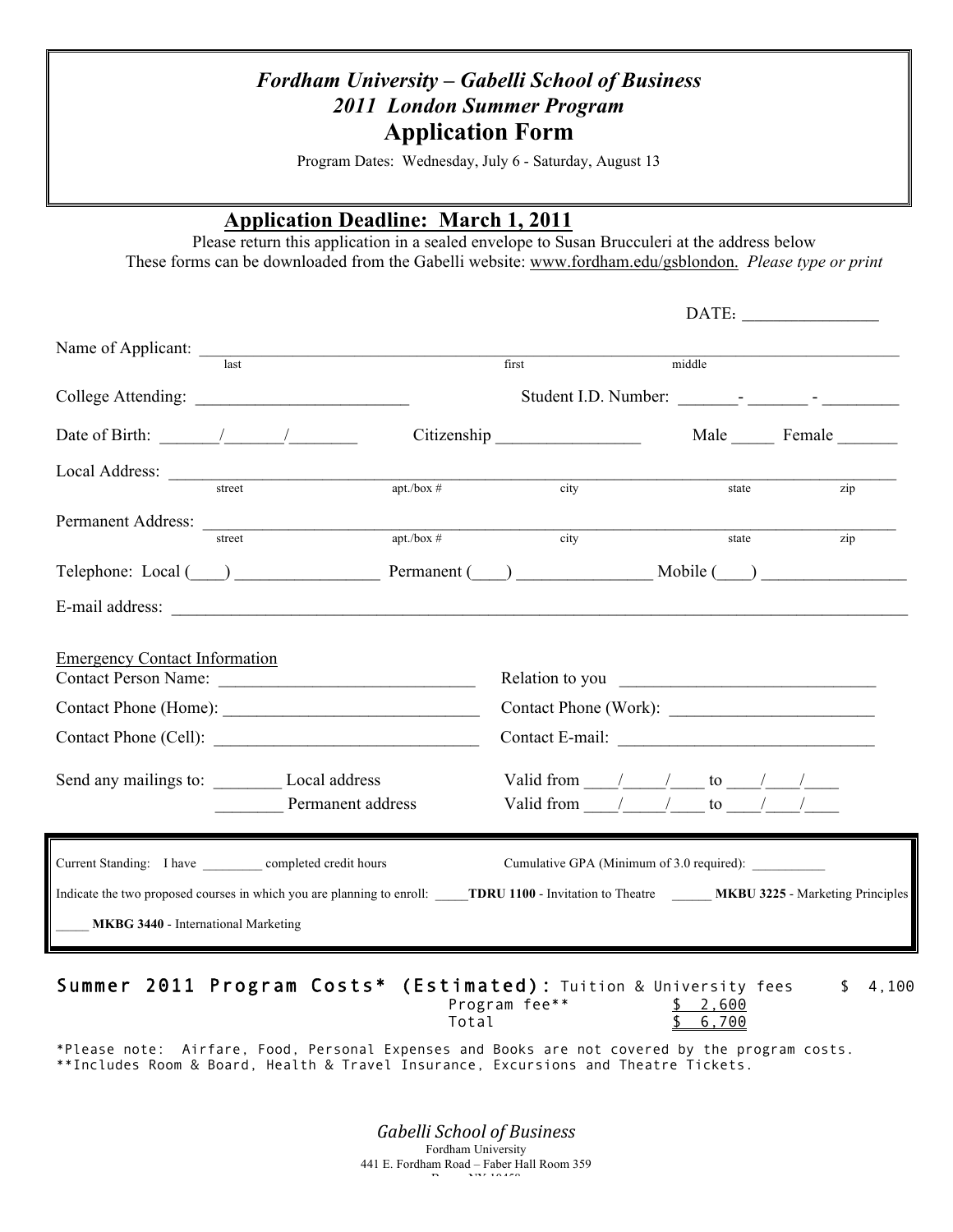*Fordham University – Gabelli School of Business*
*2011 London Summer Program*

# Application Form

Program Dates: Wednesday, July 6 - Saturday, August 13

## Application Deadline: March 1, 2011

Please return this application in a sealed envelope to Susan Brucculeri at the address below
These forms can be downloaded from the Gabelli website: www.fordham.edu/gsblondon. *Please type or print*

DATE: ________________

Name of Applicant: ______________________________________________________________
last first middle

College Attending: _________________________ Student I.D. Number: _______- _______ - _________

Date of Birth: _______/_______/________ Citizenship ________________ Male _____ Female _______

Local Address: ______________________________________________________________
street apt./box # city state zip

Permanent Address: ______________________________________________________________
street apt./box # city state zip

Telephone: Local (____) _________________ Permanent (____) _______________ Mobile (____) _________________

E-mail address: ______________________________________________________________

Emergency Contact Information

Contact Person Name: ______________________________ Relation to you ______________________________

Contact Phone (Home): ______________________________ Contact Phone (Work): ________________________

Contact Phone (Cell): ______________________________ Contact E-mail: ______________________________

Send any mailings to: ________ Local address Valid from ____/_____/____ to ____/____/____
________ Permanent address Valid from ____/_____/____ to ____/____/____

Current Standing: I have _________ completed credit hours Cumulative GPA (Minimum of 3.0 required): ___________

Indicate the two proposed courses in which you are planning to enroll: _____**TDRU 1100** - Invitation to Theatre ______ **MKBU 3225** - Marketing Principles

_____ **MKBG 3440** - International Marketing

**Summer 2011 Program Costs\* (Estimated):**

| | |
|---|---|
| Tuition & University fees | $ 4,100 |
| Program fee** | $ 2,600 |
| Total | $ 6,700 |

*Please note: Airfare, Food, Personal Expenses and Books are not covered by the program costs.
**Includes Room & Board, Health & Travel Insurance, Excursions and Theatre Tickets.

*Gabelli School of Business*
Fordham University
441 E. Fordham Road – Faber Hall Room 359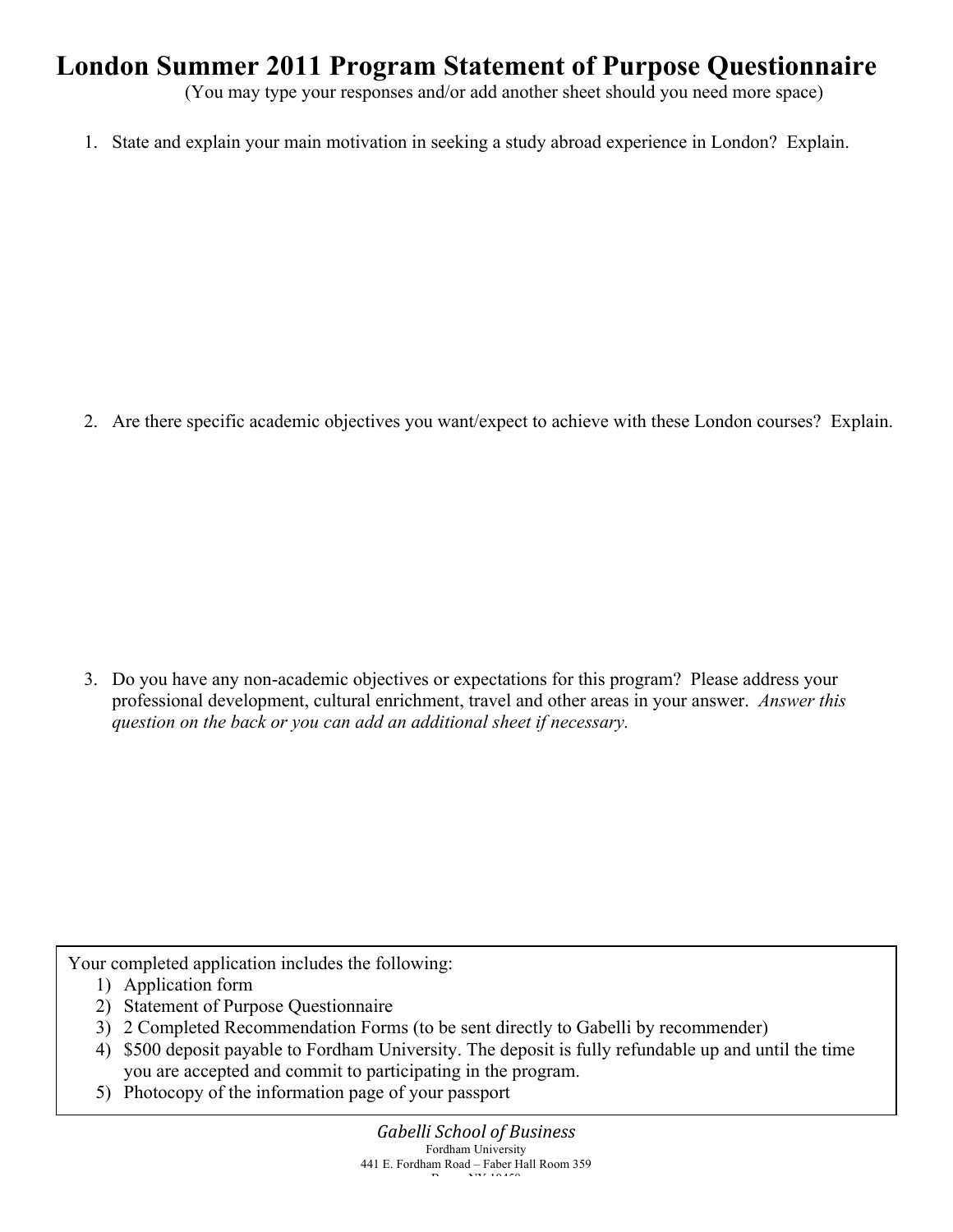# London Summer 2011 Program Statement of Purpose Questionnaire

(You may type your responses and/or add another sheet should you need more space)

1. State and explain your main motivation in seeking a study abroad experience in London? Explain.

2. Are there specific academic objectives you want/expect to achieve with these London courses? Explain.

3. Do you have any non-academic objectives or expectations for this program? Please address your professional development, cultural enrichment, travel and other areas in your answer. *Answer this question on the back or you can add an additional sheet if necessary.*

Your completed application includes the following:

1) Application form
2) Statement of Purpose Questionnaire
3) 2 Completed Recommendation Forms (to be sent directly to Gabelli by recommender)
4) $500 deposit payable to Fordham University. The deposit is fully refundable up and until the time you are accepted and commit to participating in the program.
5) Photocopy of the information page of your passport

*Gabelli School of Business*
Fordham University
441 E. Fordham Road – Faber Hall Room 359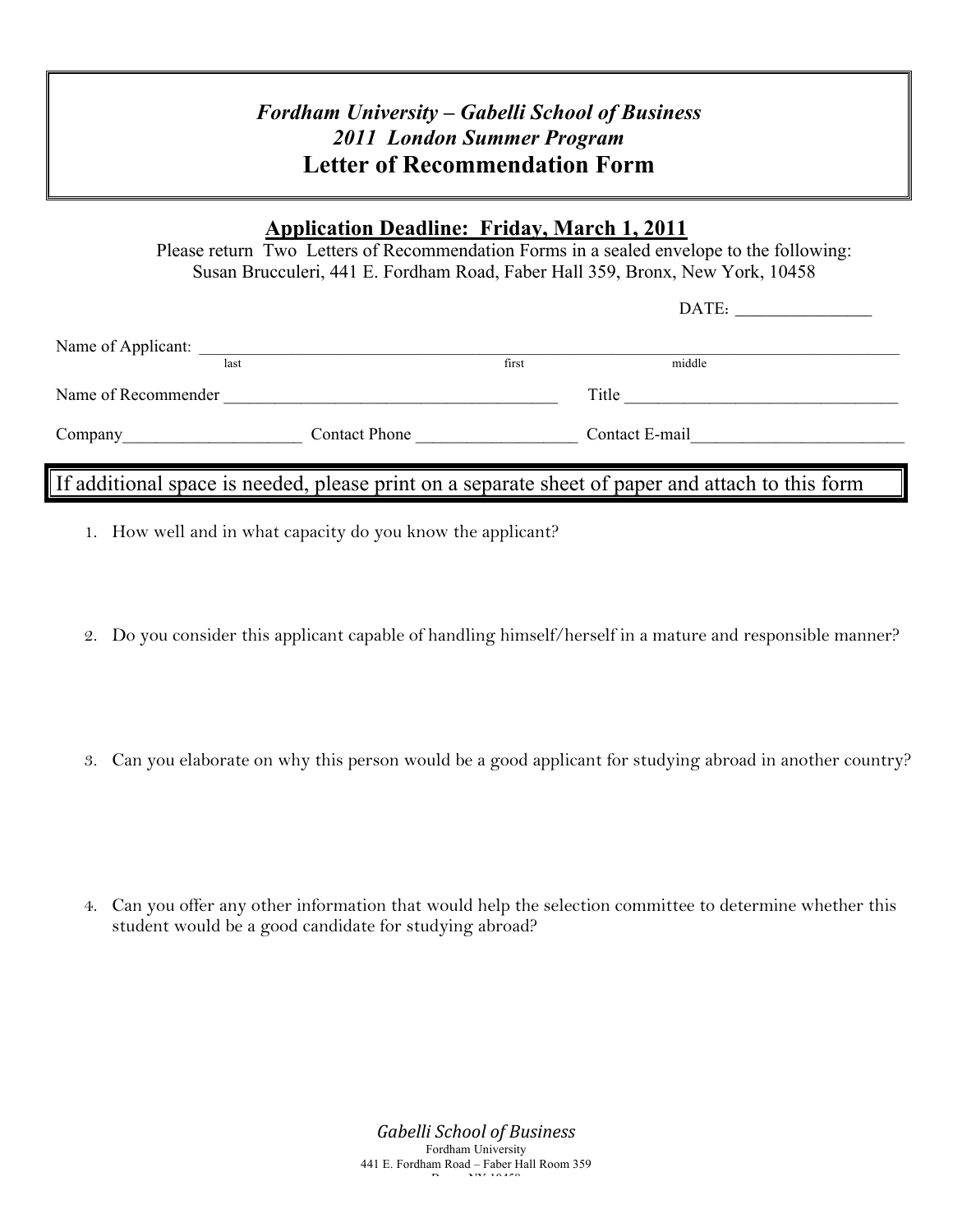*Fordham University – Gabelli School of Business*
*2011 London Summer Program*

# Letter of Recommendation Form

## Application Deadline: Friday, March 1, 2011

Please return Two Letters of Recommendation Forms in a sealed envelope to the following:
Susan Brucculeri, 441 E. Fordham Road, Faber Hall 359, Bronx, New York, 10458

DATE: _______________

Name of Applicant: ___________________________________________________________________________
last first middle

Name of Recommender _____________________________________ Title _______________________________

Company____________________ Contact Phone __________________ Contact E-mail________________________

**If additional space is needed, please print on a separate sheet of paper and attach to this form**

1. How well and in what capacity do you know the applicant?

2. Do you consider this applicant capable of handling himself/herself in a mature and responsible manner?

3. Can you elaborate on why this person would be a good applicant for studying abroad in another country?

4. Can you offer any other information that would help the selection committee to determine whether this student would be a good candidate for studying abroad?

*Gabelli School of Business*
Fordham University
441 E. Fordham Road – Faber Hall Room 359